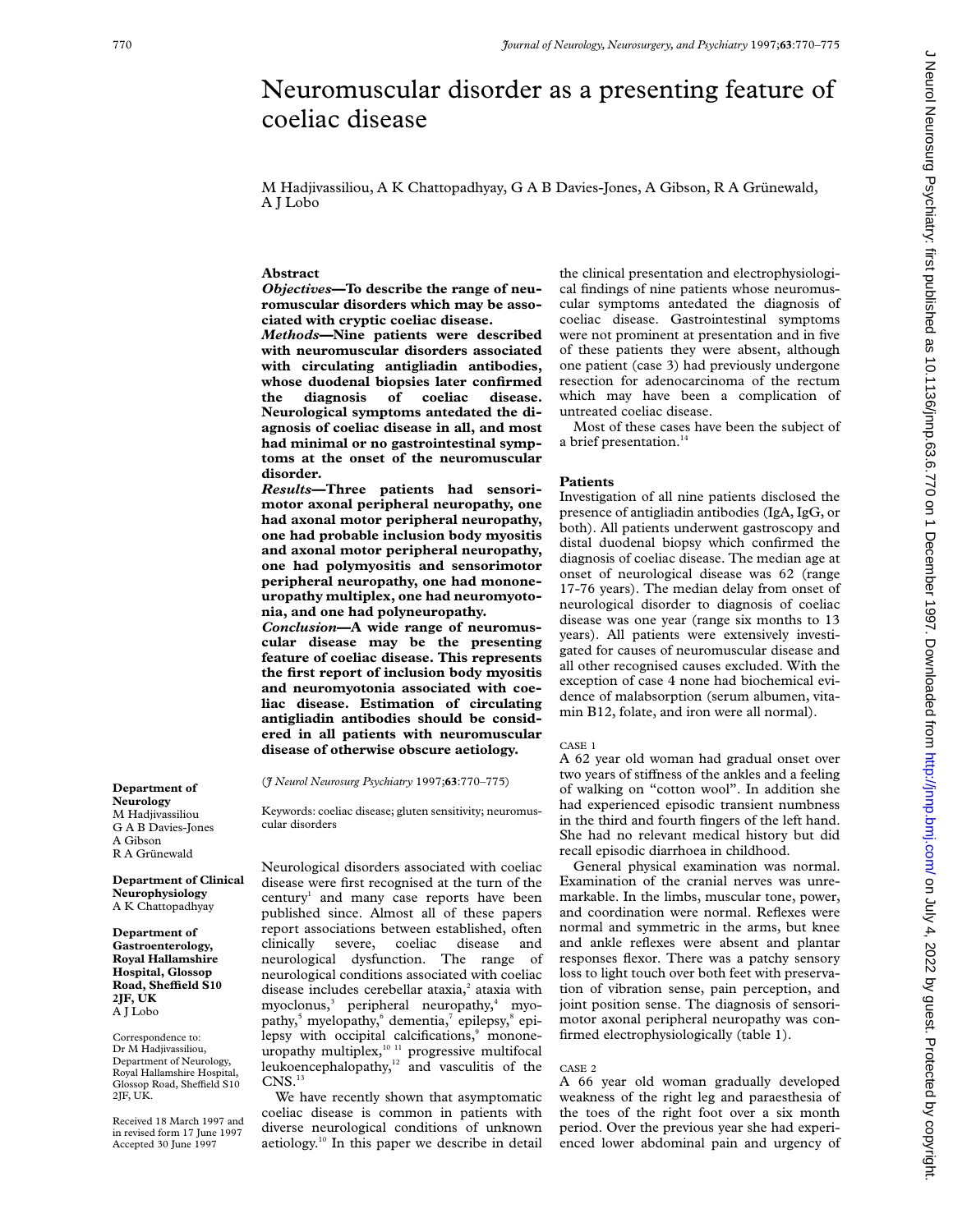# Neuromuscular disorder as a presenting feature of coeliac disease

M Hadjivassiliou, A K Chattopadhyay, G A B Davies-Jones, A Gibson, R A Grünewald, A J Lobo

**Department of Neurology**
M Hadjivassiliou
G A B Davies-Jones
A Gibson
R A Grünewald

**Department of Clinical Neurophysiology**
A K Chattopadhyay

**Department of Gastroenterology, Royal Hallamshire Hospital, Glossop Road, Sheffield S10 2JF, UK**
A J Lobo

Correspondence to: Dr M Hadjivassiliou, Department of Neurology, Royal Hallamshire Hospital, Glossop Road, Sheffield S10 2JF, UK.

Received 18 March 1997 and in revised form 17 June 1997
Accepted 30 June 1997

## Abstract

***Objectives*—To describe the range of neuromuscular disorders which may be associated with cryptic coeliac disease.**

***Methods*—Nine patients were described with neuromuscular disorders associated with circulating antigliadin antibodies, whose duodenal biopsies later confirmed the diagnosis of coeliac disease. Neurological symptoms antedated the diagnosis of coeliac disease in all, and most had minimal or no gastrointestinal symptoms at the onset of the neuromuscular disorder.**

***Results*—Three patients had sensorimotor axonal peripheral neuropathy, one had axonal motor peripheral neuropathy, one had probable inclusion body myositis and axonal motor peripheral neuropathy, one had polymyositis and sensorimotor peripheral neuropathy, one had mononeuropathy multiplex, one had neuromyotonia, and one had polyneuropathy.**

***Conclusion*—A wide range of neuromuscular disease may be the presenting feature of coeliac disease. This represents the first report of inclusion body myositis and neuromyotonia associated with coeliac disease. Estimation of circulating antigliadin antibodies should be considered in all patients with neuromuscular disease of otherwise obscure aetiology.**

(*J Neurol Neurosurg Psychiatry* 1997;**63**:770–775)

Keywords: coeliac disease; gluten sensitivity; neuromuscular disorders

Neurological disorders associated with coeliac disease were first recognised at the turn of the century[1] and many case reports have been published since. Almost all of these papers report associations between established, often clinically severe, coeliac disease and neurological dysfunction. The range of neurological conditions associated with coeliac disease includes cerebellar ataxia,[2] ataxia with myoclonus,[3] peripheral neuropathy,[4] myopathy,[5] myelopathy,[6] dementia,[7] epilepsy,[8] epilepsy with occipital calcifications,[9] mononeuropathy multiplex,[10 11] progressive multifocal leukoencephalopathy,[12] and vasculitis of the CNS.[13]

We have recently shown that asymptomatic coeliac disease is common in patients with diverse neurological conditions of unknown aetiology.[10] In this paper we describe in detail the clinical presentation and electrophysiological findings of nine patients whose neuromuscular symptoms antedated the diagnosis of coeliac disease. Gastrointestinal symptoms were not prominent at presentation and in five of these patients they were absent, although one patient (case 3) had previously undergone resection for adenocarcinoma of the rectum which may have been a complication of untreated coeliac disease.

Most of these cases have been the subject of a brief presentation.[14]

## Patients

Investigation of all nine patients disclosed the presence of antigliadin antibodies (IgA, IgG, or both). All patients underwent gastroscopy and distal duodenal biopsy which confirmed the diagnosis of coeliac disease. The median age at onset of neurological disease was 62 (range 17-76 years). The median delay from onset of neurological disorder to diagnosis of coeliac disease was one year (range six months to 13 years). All patients were extensively investigated for causes of neuromuscular disease and all other recognised causes excluded. With the exception of case 4 none had biochemical evidence of malabsorption (serum albumen, vitamin B12, folate, and iron were all normal).

### CASE 1

A 62 year old woman had gradual onset over two years of stiffness of the ankles and a feeling of walking on "cotton wool". In addition she had experienced episodic transient numbness in the third and fourth fingers of the left hand. She had no relevant medical history but did recall episodic diarrhoea in childhood.

General physical examination was normal. Examination of the cranial nerves was unremarkable. In the limbs, muscular tone, power, and coordination were normal. Reflexes were normal and symmetric in the arms, but knee and ankle reflexes were absent and plantar responses flexor. There was a patchy sensory loss to light touch over both feet with preservation of vibration sense, pain perception, and joint position sense. The diagnosis of sensorimotor axonal peripheral neuropathy was confirmed electrophysiologically (table 1).

### CASE 2

A 66 year old woman gradually developed weakness of the right leg and paraesthesia of the toes of the right foot over a six month period. Over the previous year she had experienced lower abdominal pain and urgency of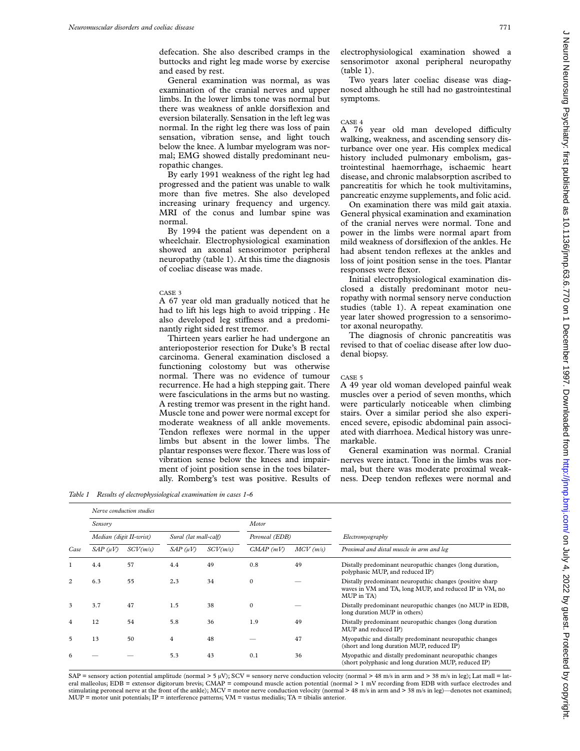defecation. She also described cramps in the buttocks and right leg made worse by exercise and eased by rest.

General examination was normal, as was examination of the cranial nerves and upper limbs. In the lower limbs tone was normal but there was weakness of ankle dorsiflexion and eversion bilaterally. Sensation in the left leg was normal. In the right leg there was loss of pain sensation, vibration sense, and light touch below the knee. A lumbar myelogram was normal; EMG showed distally predominant neuropathic changes.

By early 1991 weakness of the right leg had progressed and the patient was unable to walk more than five metres. She also developed increasing urinary frequency and urgency. MRI of the conus and lumbar spine was normal.

By 1994 the patient was dependent on a wheelchair. Electrophysiological examination showed an axonal sensorimotor peripheral neuropathy (table 1). At this time the diagnosis of coeliac disease was made.

CASE 3

A 67 year old man gradually noticed that he had to lift his legs high to avoid tripping . He also developed leg stiffness and a predominantly right sided rest tremor.

Thirteen years earlier he had undergone an anterioposterior resection for Duke's B rectal carcinoma. General examination disclosed a functioning colostomy but was otherwise normal. There was no evidence of tumour recurrence. He had a high stepping gait. There were fasciculations in the arms but no wasting. A resting tremor was present in the right hand. Muscle tone and power were normal except for moderate weakness of all ankle movements. Tendon reflexes were normal in the upper limbs but absent in the lower limbs. The plantar responses were flexor. There was loss of vibration sense below the knees and impairment of joint position sense in the toes bilaterally. Romberg's test was positive. Results of electrophysiological examination showed a sensorimotor axonal peripheral neuropathy (table 1).

Two years later coeliac disease was diagnosed although he still had no gastrointestinal symptoms.

CASE 4

A 76 year old man developed difficulty walking, weakness, and ascending sensory disturbance over one year. His complex medical history included pulmonary embolism, gastrointestinal haemorrhage, ischaemic heart disease, and chronic malabsorption ascribed to pancreatitis for which he took multivitamins, pancreatic enzyme supplements, and folic acid.

On examination there was mild gait ataxia. General physical examination and examination of the cranial nerves were normal. Tone and power in the limbs were normal apart from mild weakness of dorsiflexion of the ankles. He had absent tendon reflexes at the ankles and loss of joint position sense in the toes. Plantar responses were flexor.

Initial electrophysiological examination disclosed a distally predominant motor neuropathy with normal sensory nerve conduction studies (table 1). A repeat examination one year later showed progression to a sensorimotor axonal neuropathy.

The diagnosis of chronic pancreatitis was revised to that of coeliac disease after low duodenal biopsy.

CASE 5

A 49 year old woman developed painful weak muscles over a period of seven months, which were particularly noticeable when climbing stairs. Over a similar period she also experienced severe, episodic abdominal pain associated with diarrhoea. Medical history was unremarkable.

General examination was normal. Cranial nerves were intact. Tone in the limbs was normal, but there was moderate proximal weakness. Deep tendon reflexes were normal and

*Table 1 Results of electrophysiological examination in cases 1-6*

| | Nerve conduction studies | | | | | | |
|---|---|---|---|---|---|---|---|
| | Sensory | | | | Motor | | |
| | Median (digit II-wrist) | | Sural (lat mall-calf) | | Peroneal (EDB) | | Electromyography |
| Case | SAP (μV) | SCV(m/s) | SAP (μV) | SCV(m/s) | CMAP (mV) | MCV (m/s) | Proximal and distal muscle in arm and leg |
| 1 | 4.4 | 57 | 4.4 | 49 | 0.8 | 49 | Distally predominant neuropathic changes (long duration, polyphasic MUP, and reduced IP) |
| 2 | 6.3 | 55 | 2.3 | 34 | 0 | — | Distally predominant neuropathic changes (positive sharp waves in VM and TA, long MUP, and reduced IP in VM, no MUP in TA) |
| 3 | 3.7 | 47 | 1.5 | 38 | 0 | — | Distally predominant neuropathic changes (no MUP in EDB, long duration MUP in others) |
| 4 | 12 | 54 | 5.8 | 36 | 1.9 | 49 | Distally predominant neuropathic changes (long duration MUP and reduced IP) |
| 5 | 13 | 50 | 4 | 48 | — | 47 | Myopathic and distally predominant neuropathic changes (short and long duration MUP, reduced IP) |
| 6 | — | — | 5.3 | 43 | 0.1 | 36 | Myopathic and distally predominant neuropathic changes (short polyphasic and long duration MUP, reduced IP) |

SAP = sensory action potential amplitude (normal > 5 μV); SCV = sensory nerve conduction velocity (normal > 48 m/s in arm and > 38 m/s in leg); Lat mall = lateral malleolus; EDB = extensor digitorum brevis; CMAP = compound muscle action potential (normal > 1 mV recording from EDB with surface electrodes and stimulating peroneal nerve at the front of the ankle); MCV = motor nerve conduction velocity (normal > 48 m/s in arm and > 38 m/s in leg)—denotes not examined; MUP = motor unit potentials; IP = interference patterns; VM = vastus medialis; TA = tibialis anterior.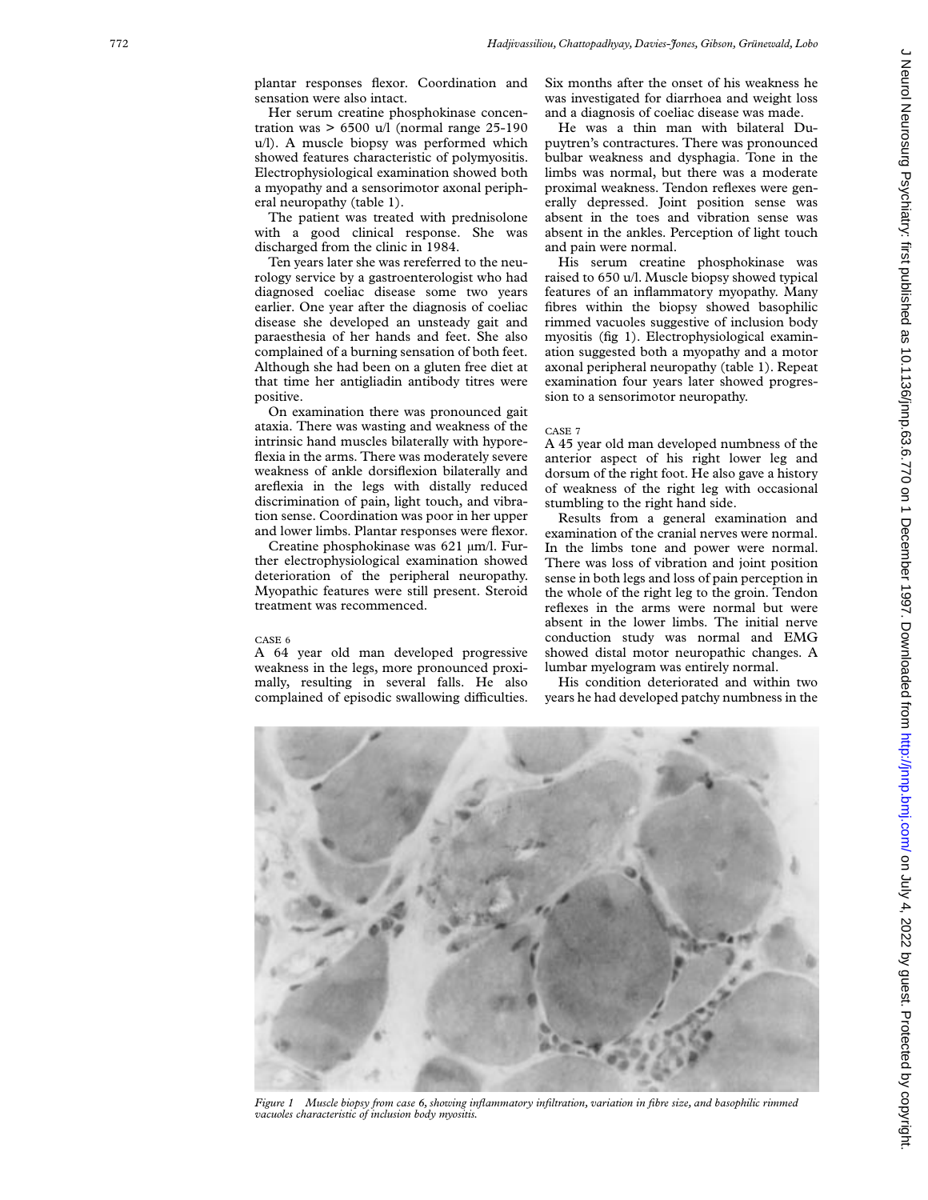plantar responses flexor. Coordination and sensation were also intact.

Her serum creatine phosphokinase concentration was > 6500 u/l (normal range 25-190 u/l). A muscle biopsy was performed which showed features characteristic of polymyositis. Electrophysiological examination showed both a myopathy and a sensorimotor axonal peripheral neuropathy (table 1).

The patient was treated with prednisolone with a good clinical response. She was discharged from the clinic in 1984.

Ten years later she was rereferred to the neurology service by a gastroenterologist who had diagnosed coeliac disease some two years earlier. One year after the diagnosis of coeliac disease she developed an unsteady gait and paraesthesia of her hands and feet. She also complained of a burning sensation of both feet. Although she had been on a gluten free diet at that time her antigliadin antibody titres were positive.

On examination there was pronounced gait ataxia. There was wasting and weakness of the intrinsic hand muscles bilaterally with hyporeflexia in the arms. There was moderately severe weakness of ankle dorsiflexion bilaterally and areflexia in the legs with distally reduced discrimination of pain, light touch, and vibration sense. Coordination was poor in her upper and lower limbs. Plantar responses were flexor.

Creatine phosphokinase was 621 μm/l. Further electrophysiological examination showed deterioration of the peripheral neuropathy. Myopathic features were still present. Steroid treatment was recommenced.

CASE 6

A 64 year old man developed progressive weakness in the legs, more pronounced proximally, resulting in several falls. He also complained of episodic swallowing difficulties. Six months after the onset of his weakness he was investigated for diarrhoea and weight loss and a diagnosis of coeliac disease was made.

He was a thin man with bilateral Dupuytren's contractures. There was pronounced bulbar weakness and dysphagia. Tone in the limbs was normal, but there was a moderate proximal weakness. Tendon reflexes were generally depressed. Joint position sense was absent in the toes and vibration sense was absent in the ankles. Perception of light touch and pain were normal.

His serum creatine phosphokinase was raised to 650 u/l. Muscle biopsy showed typical features of an inflammatory myopathy. Many fibres within the biopsy showed basophilic rimmed vacuoles suggestive of inclusion body myositis (fig 1). Electrophysiological examination suggested both a myopathy and a motor axonal peripheral neuropathy (table 1). Repeat examination four years later showed progression to a sensorimotor neuropathy.

CASE 7

A 45 year old man developed numbness of the anterior aspect of his right lower leg and dorsum of the right foot. He also gave a history of weakness of the right leg with occasional stumbling to the right hand side.

Results from a general examination and examination of the cranial nerves were normal. In the limbs tone and power were normal. There was loss of vibration and joint position sense in both legs and loss of pain perception in the whole of the right leg to the groin. Tendon reflexes in the arms were normal but were absent in the lower limbs. The initial nerve conduction study was normal and EMG showed distal motor neuropathic changes. A lumbar myelogram was entirely normal.

His condition deteriorated and within two years he had developed patchy numbness in the

*Figure 1 Muscle biopsy from case 6, showing inflammatory infiltration, variation in fibre size, and basophilic rimmed vacuoles characteristic of inclusion body myositis.*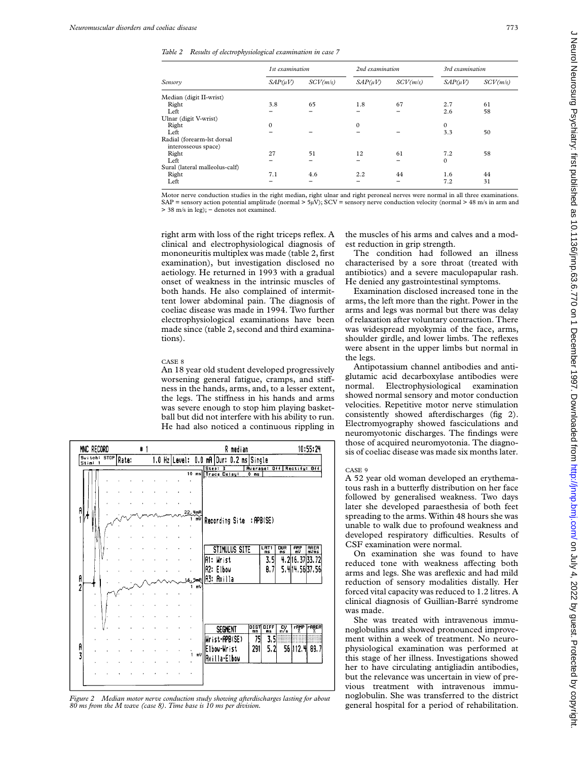*Table 2 Results of electrophysiological examination in case 7*

| Sensory | 1st examination | | 2nd examination | | 3rd examination | |
|---|---|---|---|---|---|---|
| | SAP(μV) | SCV(m/s) | SAP(μV) | SCV(m/s) | SAP(μV) | SCV(m/s) |
| Median (digit II-wrist) | | | | | | |
| Right | 3.8 | 65 | 1.8 | 67 | 2.7 | 61 |
| Left | – | – | – | – | 2.6 | 58 |
| Ulnar (digit V-wrist) | | | | | | |
| Right | 0 | | 0 | | 0 | |
| Left | – | – | – | – | 3.3 | 50 |
| Radial (forearm-1st dorsal interosseous space) | | | | | | |
| Right | 27 | 51 | 12 | 61 | 7.2 | 58 |
| Left | – | – | – | – | 0 | |
| Sural (lateral malleolus-calf) | | | | | | |
| Right | 7.1 | 4.6 | 2.2 | 44 | 1.6 | 44 |
| Left | – | – | – | – | 7.2 | 31 |

Motor nerve conduction studies in the right median, right ulnar and right peroneal nerves were normal in all three examinations. SAP = sensory action potential amplitude (normal > 5μV); SCV = sensory nerve conduction velocity (normal > 48 m/s in arm and > 38 m/s in leg); – denotes not examined.

right arm with loss of the right triceps reflex. A clinical and electrophysiological diagnosis of mononeuritis multiplex was made (table 2, first examination), but investigation disclosed no aetiology. He returned in 1993 with a gradual onset of weakness in the intrinsic muscles of both hands. He also complained of intermittent lower abdominal pain. The diagnosis of coeliac disease was made in 1994. Two further electrophysiological examinations have been made since (table 2, second and third examinations).

CASE 8

An 18 year old student developed progressively worsening general fatigue, cramps, and stiffness in the hands, arms, and, to a lesser extent, the legs. The stiffness in his hands and arms was severe enough to stop him playing basketball but did not interfere with his ability to run. He had also noticed a continuous rippling in the muscles of his arms and calves and a modest reduction in grip strength.

The condition had followed an illness characterised by a sore throat (treated with antibiotics) and a severe maculopapular rash. He denied any gastrointestinal symptoms.

Examination disclosed increased tone in the arms, the left more than the right. Power in the arms and legs was normal but there was delay of relaxation after voluntary contraction. There was widespread myokymia of the face, arms, shoulder girdle, and lower limbs. The reflexes were absent in the upper limbs but normal in the legs.

Antipotassium channel antibodies and antiglutamic acid decarboxylase antibodies were normal. Electrophysiological examination showed normal sensory and motor conduction velocities. Repetitive motor nerve stimulation consistently showed afterdischarges (fig 2). Electromyography showed fasciculations and neuromyotonic discharges. The findings were those of acquired neuromyotonia. The diagnosis of coeliac disease was made six months later.

Figure 2 Median motor nerve conduction study showing afterdischarges lasting for about 80 ms from the M wave (case 8). Time base is 10 ms per division.

CASE 9

A 52 year old woman developed an erythematous rash in a butterfly distribution on her face followed by generalised weakness. Two days later she developed paraesthesia of both feet spreading to the arms. Within 48 hours she was unable to walk due to profound weakness and developed respiratory difficulties. Results of CSF examination were normal.

On examination she was found to have reduced tone with weakness affecting both arms and legs. She was areflexic and had mild reduction of sensory modalities distally. Her forced vital capacity was reduced to 1.2 litres. A clinical diagnosis of Guillian-Barré syndrome was made.

She was treated with intravenous immunoglobulins and showed pronounced improvement within a week of treatment. No neurophysiological examination was performed at this stage of her illness. Investigations showed her to have circulating antigliadin antibodies, but the relevance was uncertain in view of previous treatment with intravenous immunoglobulin. She was transferred to the district general hospital for a period of rehabilitation.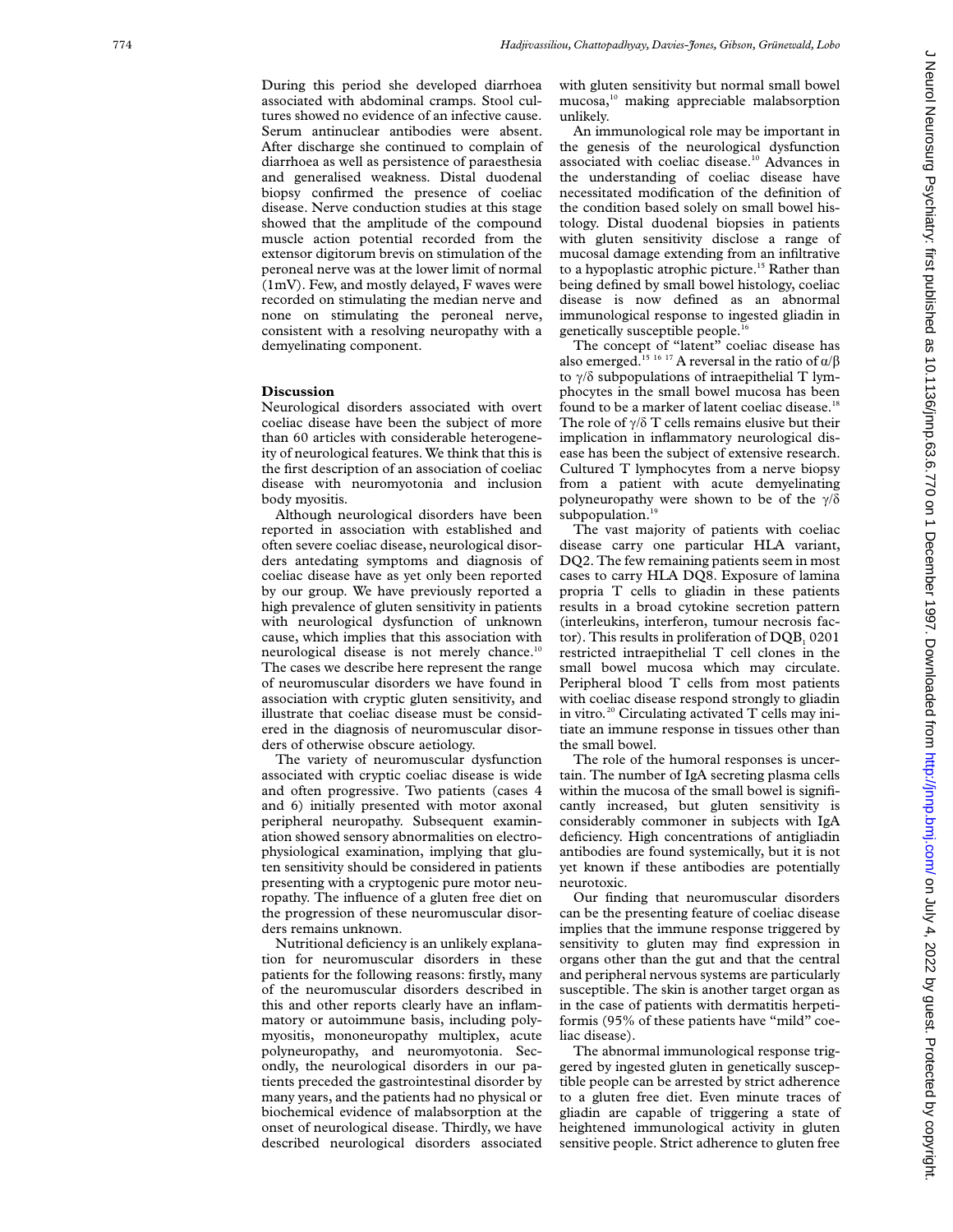During this period she developed diarrhoea associated with abdominal cramps. Stool cultures showed no evidence of an infective cause. Serum antinuclear antibodies were absent. After discharge she continued to complain of diarrhoea as well as persistence of paraesthesia and generalised weakness. Distal duodenal biopsy confirmed the presence of coeliac disease. Nerve conduction studies at this stage showed that the amplitude of the compound muscle action potential recorded from the extensor digitorum brevis on stimulation of the peroneal nerve was at the lower limit of normal (1mV). Few, and mostly delayed, F waves were recorded on stimulating the median nerve and none on stimulating the peroneal nerve, consistent with a resolving neuropathy with a demyelinating component.

## Discussion

Neurological disorders associated with overt coeliac disease have been the subject of more than 60 articles with considerable heterogeneity of neurological features. We think that this is the first description of an association of coeliac disease with neuromyotonia and inclusion body myositis.

Although neurological disorders have been reported in association with established and often severe coeliac disease, neurological disorders antedating symptoms and diagnosis of coeliac disease have as yet only been reported by our group. We have previously reported a high prevalence of gluten sensitivity in patients with neurological dysfunction of unknown cause, which implies that this association with neurological disease is not merely chance.[10] The cases we describe here represent the range of neuromuscular disorders we have found in association with cryptic gluten sensitivity, and illustrate that coeliac disease must be considered in the diagnosis of neuromuscular disorders of otherwise obscure aetiology.

The variety of neuromuscular dysfunction associated with cryptic coeliac disease is wide and often progressive. Two patients (cases 4 and 6) initially presented with motor axonal peripheral neuropathy. Subsequent examination showed sensory abnormalities on electrophysiological examination, implying that gluten sensitivity should be considered in patients presenting with a cryptogenic pure motor neuropathy. The influence of a gluten free diet on the progression of these neuromuscular disorders remains unknown.

Nutritional deficiency is an unlikely explanation for neuromuscular disorders in these patients for the following reasons: firstly, many of the neuromuscular disorders described in this and other reports clearly have an inflammatory or autoimmune basis, including polymyositis, mononeuropathy multiplex, acute polyneuropathy, and neuromyotonia. Secondly, the neurological disorders in our patients preceded the gastrointestinal disorder by many years, and the patients had no physical or biochemical evidence of malabsorption at the onset of neurological disease. Thirdly, we have described neurological disorders associated with gluten sensitivity but normal small bowel mucosa,[10] making appreciable malabsorption unlikely.

An immunological role may be important in the genesis of the neurological dysfunction associated with coeliac disease.[10] Advances in the understanding of coeliac disease have necessitated modification of the definition of the condition based solely on small bowel histology. Distal duodenal biopsies in patients with gluten sensitivity disclose a range of mucosal damage extending from an infiltrative to a hypoplastic atrophic picture.[15] Rather than being defined by small bowel histology, coeliac disease is now defined as an abnormal immunological response to ingested gliadin in genetically susceptible people.[16]

The concept of "latent" coeliac disease has also emerged.[15 16 17] A reversal in the ratio of $\alpha/\beta$ to $\gamma/\delta$ subpopulations of intraepithelial T lymphocytes in the small bowel mucosa has been found to be a marker of latent coeliac disease.[18] The role of $\gamma/\delta$ T cells remains elusive but their implication in inflammatory neurological disease has been the subject of extensive research. Cultured T lymphocytes from a nerve biopsy from a patient with acute demyelinating polyneuropathy were shown to be of the $\gamma/\delta$ subpopulation.[19]

The vast majority of patients with coeliac disease carry one particular HLA variant, DQ2. The few remaining patients seen in most cases to carry HLA DQ8. Exposure of lamina propria T cells to gliadin in these patients results in a broad cytokine secretion pattern (interleukins, interferon, tumour necrosis factor). This results in proliferation of $DQB_1$ 0201 restricted intraepithelial T cell clones in the small bowel mucosa which may circulate. Peripheral blood T cells from most patients with coeliac disease respond strongly to gliadin in vitro.[20] Circulating activated T cells may initiate an immune response in tissues other than the small bowel.

The role of the humoral responses is uncertain. The number of IgA secreting plasma cells within the mucosa of the small bowel is significantly increased, but gluten sensitivity is considerably commoner in subjects with IgA deficiency. High concentrations of antigliadin antibodies are found systemically, but it is not yet known if these antibodies are potentially neurotoxic.

Our finding that neuromuscular disorders can be the presenting feature of coeliac disease implies that the immune response triggered by sensitivity to gluten may find expression in organs other than the gut and that the central and peripheral nervous systems are particularly susceptible. The skin is another target organ as in the case of patients with dermatitis herpetiformis (95% of these patients have "mild" coeliac disease).

The abnormal immunological response triggered by ingested gluten in genetically susceptible people can be arrested by strict adherence to a gluten free diet. Even minute traces of gliadin are capable of triggering a state of heightened immunological activity in gluten sensitive people. Strict adherence to gluten free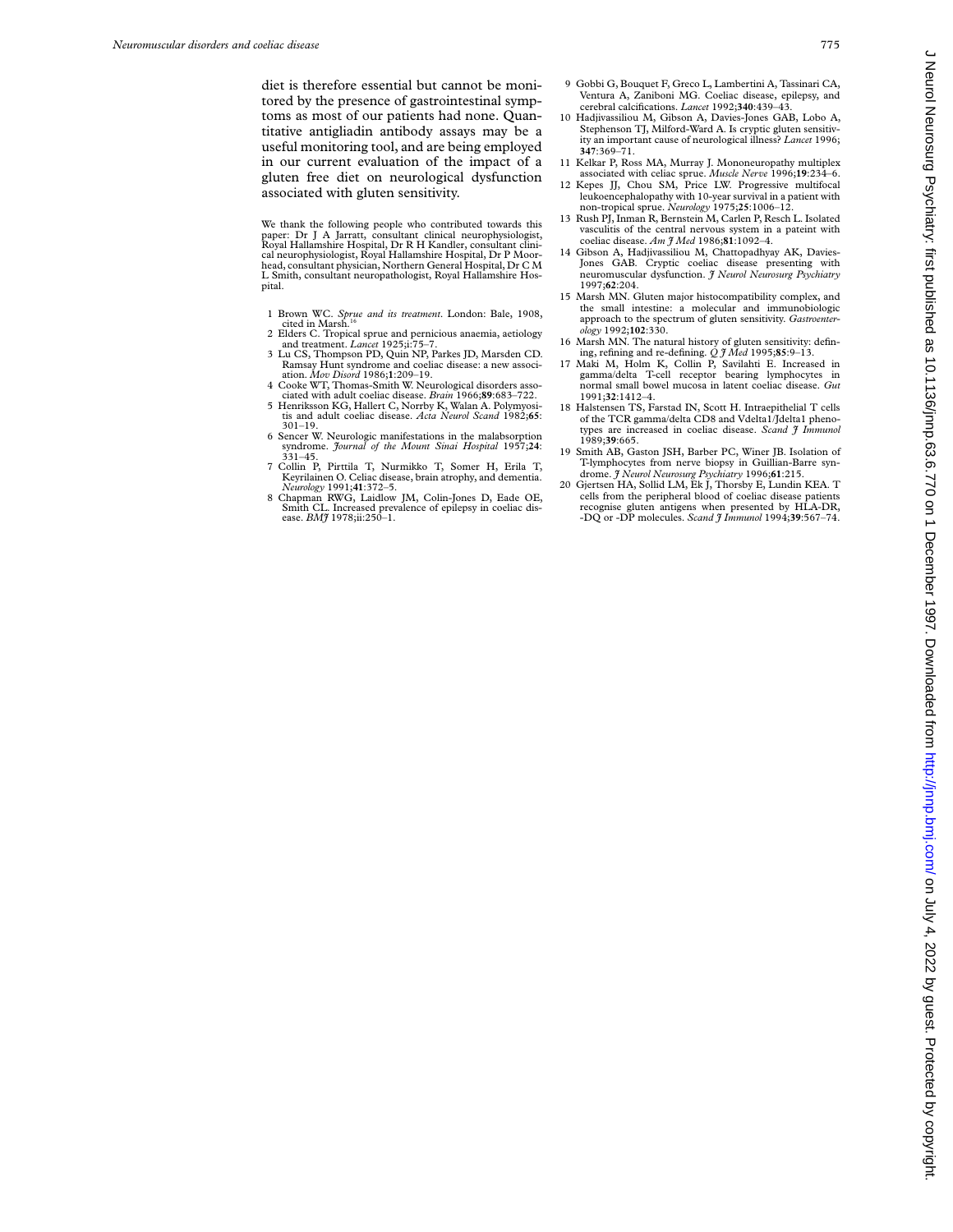diet is therefore essential but cannot be monitored by the presence of gastrointestinal symptoms as most of our patients had none. Quantitative antigliadin antibody assays may be a useful monitoring tool, and are being employed in our current evaluation of the impact of a gluten free diet on neurological dysfunction associated with gluten sensitivity.

We thank the following people who contributed towards this paper: Dr J A Jarratt, consultant clinical neurophysiologist, Royal Hallamshire Hospital, Dr R H Kandler, consultant clinical neurophysiologist, Royal Hallamshire Hospital, Dr P Moorhead, consultant physician, Northern General Hospital, Dr C M L Smith, consultant neuropathologist, Royal Hallamshire Hospital.

1. Brown WC. *Sprue and its treatment*. London: Bale, 1908, cited in Marsh.[16]
2. Elders C. Tropical sprue and pernicious anaemia, aetiology and treatment. *Lancet* 1925;i:75–7.
3. Lu CS, Thompson PD, Quin NP, Parkes JD, Marsden CD. Ramsay Hunt syndrome and coeliac disease: a new association. *Mov Disord* 1986;**1**:209–19.
4. Cooke WT, Thomas-Smith W. Neurological disorders associated with adult coeliac disease. *Brain* 1966;**89**:683–722.
5. Henriksson KG, Hallert C, Norrby K, Walan A. Polymyositis and adult coeliac disease. *Acta Neurol Scand* 1982;**65**: 301–19.
6. Sencer W. Neurologic manifestations in the malabsorption syndrome. *Journal of the Mount Sinai Hospital* 1957;**24**: 331–45.
7. Collin P, Pirttila T, Nurmikko T, Somer H, Erila T, Keyrilainen O. Celiac disease, brain atrophy, and dementia. *Neurology* 1991;**41**:372–5.
8. Chapman RWG, Laidlow JM, Colin-Jones D, Eade OE, Smith CL. Increased prevalence of epilepsy in coeliac disease. *BMJ* 1978;ii:250–1.
9. Gobbi G, Bouquet F, Greco L, Lambertini A, Tassinari CA, Ventura A, Zaniboni MG. Coeliac disease, epilepsy, and cerebral calcifications. *Lancet* 1992;**340**:439–43.
10. Hadjivassiliou M, Gibson A, Davies-Jones GAB, Lobo A, Stephenson TJ, Milford-Ward A. Is cryptic gluten sensitivity an important cause of neurological illness? *Lancet* 1996; **347**:369–71.
11. Kelkar P, Ross MA, Murray J. Mononeuropathy multiplex associated with celiac sprue. *Muscle Nerve* 1996;**19**:234–6.
12. Kepes JJ, Chou SM, Price LW. Progressive multifocal leukoencephalopathy with 10-year survival in a patient with non-tropical sprue. *Neurology* 1975;**25**:1006–12.
13. Rush PJ, Inman R, Bernstein M, Carlen P, Resch L. Isolated vasculitis of the central nervous system in a pateint with coeliac disease. *Am J Med* 1986;**81**:1092–4.
14. Gibson A, Hadjivassiliou M, Chattopadhyay AK, Davies-Jones GAB. Cryptic coeliac disease presenting with neuromuscular dysfunction. *J Neurol Neurosurg Psychiatry* 1997;**62**:204.
15. Marsh MN. Gluten major histocompatibility complex, and the small intestine: a molecular and immunobiologic approach to the spectrum of gluten sensitivity. *Gastroenterology* 1992;**102**:330.
16. Marsh MN. The natural history of gluten sensitivity: defining, refining and re-defining. *Q J Med* 1995;**85**:9–13.
17. Maki M, Holm K, Collin P, Savilahti E. Increased in gamma/delta T-cell receptor bearing lymphocytes in normal small bowel mucosa in latent coeliac disease. *Gut* 1991;**32**:1412–4.
18. Halstensen TS, Farstad IN, Scott H. Intraepithelial T cells of the TCR gamma/delta CD8 and Vdelta1/Jdelta1 phenotypes are increased in coeliac disease. *Scand J Immunol* 1989;**39**:665.
19. Smith AB, Gaston JSH, Barber PC, Winer JB. Isolation of T-lymphocytes from nerve biopsy in Guillian-Barre syndrome. *J Neurol Neurosurg Psychiatry* 1996;**61**:215.
20. Gjertsen HA, Sollid LM, Ek J, Thorsby E, Lundin KEA. T cells from the peripheral blood of coeliac disease patients recognise gluten antigens when presented by HLA-DR, -DQ or -DP molecules. *Scand J Immunol* 1994;**39**:567–74.